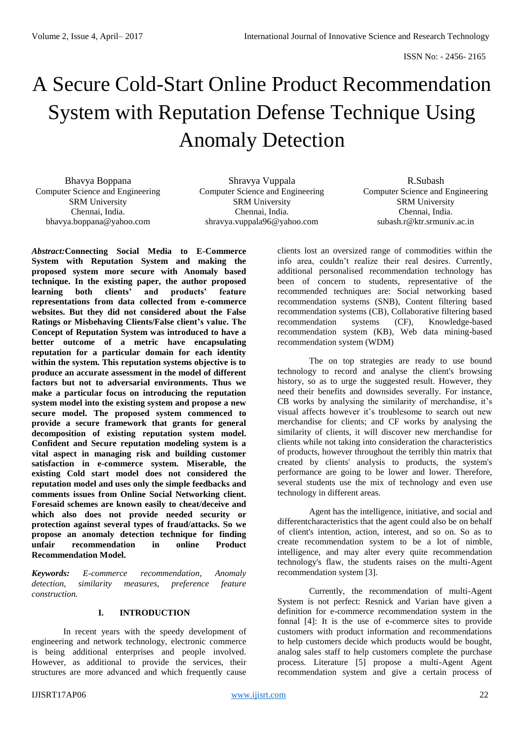# A Secure Cold-Start Online Product Recommendation System with Reputation Defense Technique Using Anomaly Detection

Bhavya Boppana
Computer Science and Engineering
SRM University
Chennai, India.
bhavya.boppana@yahoo.com

Shravya Vuppala
Computer Science and Engineering
SRM University
Chennai, India.
shravya.vuppala96@yahoo.com

R.Subash
Computer Science and Engineering
SRM University
Chennai, India.
subash.r@ktr.srmuniv.ac.in

***Abstract:*****Connecting Social Media to E-Commerce System with Reputation System and making the proposed system more secure with Anomaly based technique. In the existing paper, the author proposed learning both clients' and products' feature representations from data collected from e-commerce websites. But they did not considered about the False Ratings or Misbehaving Clients/False client's value. The Concept of Reputation System was introduced to have a better outcome of a metric have encapsulating reputation for a particular domain for each identity within the system. This reputation systems objective is to produce an accurate assessment in the model of different factors but not to adversarial environments. Thus we make a particular focus on introducing the reputation system model into the existing system and propose a new secure model. The proposed system commenced to provide a secure framework that grants for general decomposition of existing reputation system model. Confident and Secure reputation modeling system is a vital aspect in managing risk and building customer satisfaction in e-commerce system. Miserable, the existing Cold start model does not considered the reputation model and uses only the simple feedbacks and comments issues from Online Social Networking client. Foresaid schemes are known easily to cheat/deceive and which also does not provide needed security or protection against several types of fraud/attacks. So we propose an anomaly detection technique for finding unfair recommendation in online Product Recommendation Model.**

***Keywords:*** *E-commerce recommendation, Anomaly detection, similarity measures, preference feature construction.*

## I. INTRODUCTION

In recent years with the speedy development of engineering and network technology, electronic commerce is being additional enterprises and people involved. However, as additional to provide the services, their structures are more advanced and which frequently cause clients lost an oversized range of commodities within the info area, couldn't realize their real desires. Currently, additional personalised recommendation technology has been of concern to students, representative of the recommended techniques are: Social networking based recommendation systems (SNB), Content filtering based recommendation systems (CB), Collaborative filtering based recommendation systems (CF), Knowledge-based recommendation system (KB), Web data mining-based recommendation system (WDM)

The on top strategies are ready to use bound technology to record and analyse the client's browsing history, so as to urge the suggested result. However, they need their benefits and downsides severally. For instance, CB works by analysing the similarity of merchandise, it's visual affects however it's troublesome to search out new merchandise for clients; and CF works by analysing the similarity of clients, it will discover new merchandise for clients while not taking into consideration the characteristics of products, however throughout the terribly thin matrix that created by clients' analysis to products, the system's performance are going to be lower and lower. Therefore, several students use the mix of technology and even use technology in different areas.

Agent has the intelligence, initiative, and social and differentcharacteristics that the agent could also be on behalf of client's intention, action, interest, and so on. So as to create recommendation system to be a lot of nimble, intelligence, and may alter every quite recommendation technology's flaw, the students raises on the multi-Agent recommendation system [3].

Currently, the recommendation of multi-Agent System is not perfect: Resnick and Varian have given a definition for e-commerce recommendation system in the fonnal [4]: It is the use of e-commerce sites to provide customers with product information and recommendations to help customers decide which products would be bought, analog sales staff to help customers complete the purchase process. Literature [5] propose a multi-Agent Agent recommendation system and give a certain process of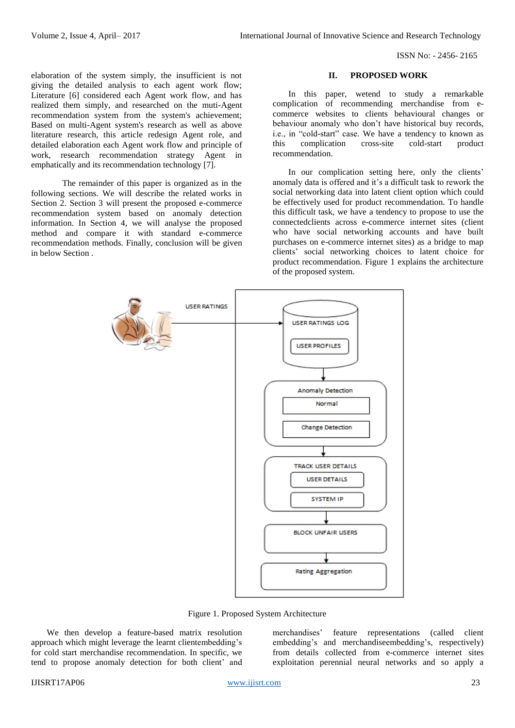elaboration of the system simply, the insufficient is not giving the detailed analysis to each agent work flow; Literature [6] considered each Agent work flow, and has realized them simply, and researched on the muti-Agent recommendation system from the system's achievement; Based on multi-Agent system's research as well as above literature research, this article redesign Agent role, and detailed elaboration each Agent work flow and principle of work, research recommendation strategy Agent in emphatically and its recommendation technology [7].

The remainder of this paper is organized as in the following sections. We will describe the related works in Section 2. Section 3 will present the proposed e-commerce recommendation system based on anomaly detection information. In Section 4, we will analyse the proposed method and compare it with standard e-commerce recommendation methods. Finally, conclusion will be given in below Section .

## II. PROPOSED WORK

In this paper, wetend to study a remarkable complication of recommending merchandise from e-commerce websites to clients behavioural changes or behaviour anomaly who don't have historical buy records, i.e., in "cold-start" case. We have a tendency to known as this complication cross-site cold-start product recommendation.

In our complication setting here, only the clients' anomaly data is offered and it's a difficult task to rework the social networking data into latent client option which could be effectively used for product recommendation. To handle this difficult task, we have a tendency to propose to use the connectedclients across e-commerce internet sites (client who have social networking accounts and have built purchases on e-commerce internet sites) as a bridge to map clients' social networking choices to latent choice for product recommendation. Figure 1 explains the architecture of the proposed system.

Figure 1. Proposed System Architecture

We then develop a feature-based matrix resolution approach which might leverage the learnt clientembedding's for cold start merchandise recommendation. In specific, we tend to propose anomaly detection for both client' and merchandises' feature representations (called client embedding's and merchandiseembedding's, respectively) from details collected from e-commerce internet sites exploitation perennial neural networks and so apply a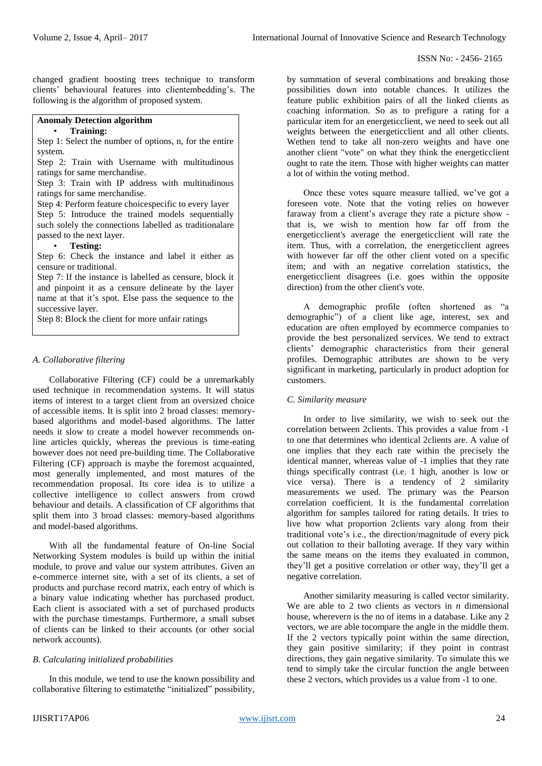changed gradient boosting trees technique to transform clients' behavioural features into clientembedding's. The following is the algorithm of proposed system.

**Anomaly Detection algorithm**

- **Training:**

Step 1: Select the number of options, n, for the entire system.

Step 2: Train with Username with multitudinous ratings for same merchandise.

Step 3: Train with IP address with multitudinous ratings for same merchandise.

Step 4: Perform feature choicespecific to every layer

Step 5: Introduce the trained models sequentially such solely the connections labelled as traditionalare passed to the next layer.

- **Testing:**

Step 6: Check the instance and label it either as censure or traditional.

Step 7: If the instance is labelled as censure, block it and pinpoint it as a censure delineate by the layer name at that it's spot. Else pass the sequence to the successive layer.

Step 8: Block the client for more unfair ratings

### *A. Collaborative filtering*

Collaborative Filtering (CF) could be a unremarkably used technique in recommendation systems. It will status items of interest to a target client from an oversized choice of accessible items. It is split into 2 broad classes: memory-based algorithms and model-based algorithms. The latter needs it slow to create a model however recommends on-line articles quickly, whereas the previous is time-eating however does not need pre-building time. The Collaborative Filtering (CF) approach is maybe the foremost acquainted, most generally implemented, and most matures of the recommendation proposal. Its core idea is to utilize a collective intelligence to collect answers from crowd behaviour and details. A classification of CF algorithms that split them into 3 broad classes: memory-based algorithms and model-based algorithms.

With all the fundamental feature of On-line Social Networking System modules is build up within the initial module, to prove and value our system attributes. Given an e-commerce internet site, with a set of its clients, a set of products and purchase record matrix, each entry of which is a binary value indicating whether has purchased product. Each client is associated with a set of purchased products with the purchase timestamps. Furthermore, a small subset of clients can be linked to their accounts (or other social network accounts).

### *B. Calculating initialized probabilities*

In this module, we tend to use the known possibility and collaborative filtering to estimatethe "initialized" possibility, by summation of several combinations and breaking those possibilities down into notable chances. It utilizes the feature public exhibition pairs of all the linked clients as coaching information. So as to prefigure a rating for a particular item for an energeticclient, we need to seek out all weights between the energeticclient and all other clients. Wethen tend to take all non-zero weights and have one another client "vote" on what they think the energeticclient ought to rate the item. Those with higher weights can matter a lot of within the voting method.

Once these votes square measure tallied, we've got a foreseen vote. Note that the voting relies on however faraway from a client's average they rate a picture show - that is, we wish to mention how far off from the energeticclient's average the energeticclient will rate the item. Thus, with a correlation, the energeticclient agrees with however far off the other client voted on a specific item; and with an negative correlation statistics, the energeticclient disagrees (i.e. goes within the opposite direction) from the other client's vote.

A demographic profile (often shortened as "a demographic") of a client like age, interest, sex and education are often employed by ecommerce companies to provide the best personalized services. We tend to extract clients' demographic characteristics from their general profiles. Demographic attributes are shown to be very significant in marketing, particularly in product adoption for customers.

### *C. Similarity measure*

In order to live similarity, we wish to seek out the correlation between 2clients. This provides a value from -1 to one that determines who identical 2clients are. A value of one implies that they each rate within the precisely the identical manner, whereas value of -1 implies that they rate things specifically contrast (i.e. 1 high, another is low or vice versa). There is a tendency of 2 similarity measurements we used. The primary was the Pearson correlation coefficient. It is the fundamental correlation algorithm for samples tailored for rating details. It tries to live how what proportion 2clients vary along from their traditional vote's i.e., the direction/magnitude of every pick out collation to their balloting average. If they vary within the same means on the items they evaluated in common, they'll get a positive correlation or other way, they'll get a negative correlation.

Another similarity measuring is called vector similarity. We are able to 2 two clients as vectors in *n* dimensional house, wherever*n* is the no of items in a database. Like any 2 vectors, we are able tocompare the angle in the middle them. If the 2 vectors typically point within the same direction, they gain positive similarity; if they point in contrast directions, they gain negative similarity. To simulate this we tend to simply take the circular function the angle between these 2 vectors, which provides us a value from -1 to one.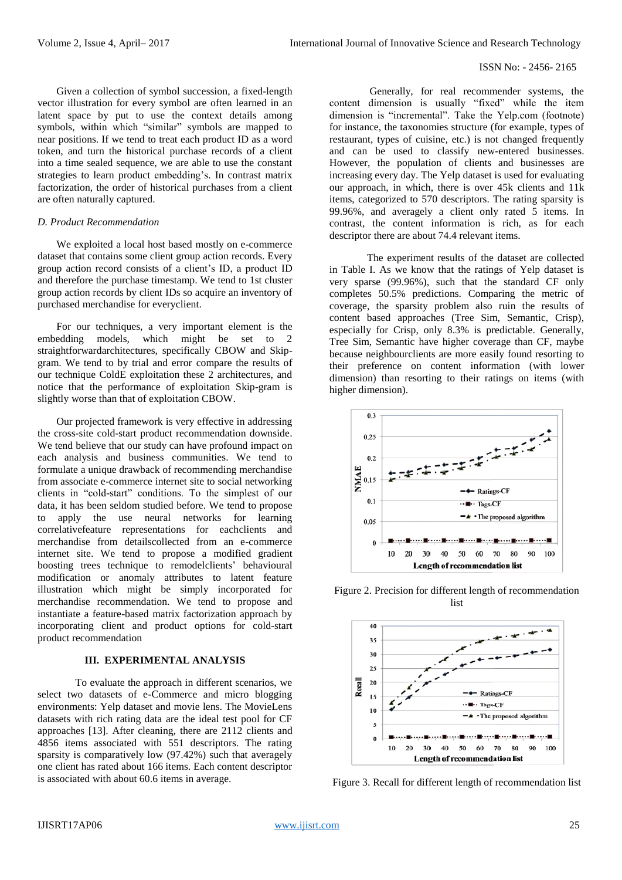Given a collection of symbol succession, a fixed-length vector illustration for every symbol are often learned in an latent space by put to use the context details among symbols, within which "similar" symbols are mapped to near positions. If we tend to treat each product ID as a word token, and turn the historical purchase records of a client into a time sealed sequence, we are able to use the constant strategies to learn product embedding's. In contrast matrix factorization, the order of historical purchases from a client are often naturally captured.

### *D. Product Recommendation*

We exploited a local host based mostly on e-commerce dataset that contains some client group action records. Every group action record consists of a client's ID, a product ID and therefore the purchase timestamp. We tend to 1st cluster group action records by client IDs so acquire an inventory of purchased merchandise for everyclient.

For our techniques, a very important element is the embedding models, which might be set to 2 straightforwardarchitectures, specifically CBOW and Skip-gram. We tend to by trial and error compare the results of our technique ColdE exploitation these 2 architectures, and notice that the performance of exploitation Skip-gram is slightly worse than that of exploitation CBOW.

Our projected framework is very effective in addressing the cross-site cold-start product recommendation downside. We tend believe that our study can have profound impact on each analysis and business communities. We tend to formulate a unique drawback of recommending merchandise from associate e-commerce internet site to social networking clients in "cold-start" conditions. To the simplest of our data, it has been seldom studied before. We tend to propose to apply the use neural networks for learning correlativefeature representations for eachclients and merchandise from detailscollected from an e-commerce internet site. We tend to propose a modified gradient boosting trees technique to remodelclients' behavioural modification or anomaly attributes to latent feature illustration which might be simply incorporated for merchandise recommendation. We tend to propose and instantiate a feature-based matrix factorization approach by incorporating client and product options for cold-start product recommendation

## III. EXPERIMENTAL ANALYSIS

To evaluate the approach in different scenarios, we select two datasets of e-Commerce and micro blogging environments: Yelp dataset and movie lens. The MovieLens datasets with rich rating data are the ideal test pool for CF approaches [13]. After cleaning, there are 2112 clients and 4856 items associated with 551 descriptors. The rating sparsity is comparatively low (97.42%) such that averagely one client has rated about 166 items. Each content descriptor is associated with about 60.6 items in average.

Generally, for real recommender systems, the content dimension is usually "fixed" while the item dimension is "incremental". Take the Yelp.com (footnote) for instance, the taxonomies structure (for example, types of restaurant, types of cuisine, etc.) is not changed frequently and can be used to classify new-entered businesses. However, the population of clients and businesses are increasing every day. The Yelp dataset is used for evaluating our approach, in which, there is over 45k clients and 11k items, categorized to 570 descriptors. The rating sparsity is 99.96%, and averagely a client only rated 5 items. In contrast, the content information is rich, as for each descriptor there are about 74.4 relevant items.

The experiment results of the dataset are collected in Table I. As we know that the ratings of Yelp dataset is very sparse (99.96%), such that the standard CF only completes 50.5% predictions. Comparing the metric of coverage, the sparsity problem also ruin the results of content based approaches (Tree Sim, Semantic, Crisp), especially for Crisp, only 8.3% is predictable. Generally, Tree Sim, Semantic have higher coverage than CF, maybe because neighbourclients are more easily found resorting to their preference on content information (with lower dimension) than resorting to their ratings on items (with higher dimension).

Figure 2. Precision for different length of recommendation list

Figure 3. Recall for different length of recommendation list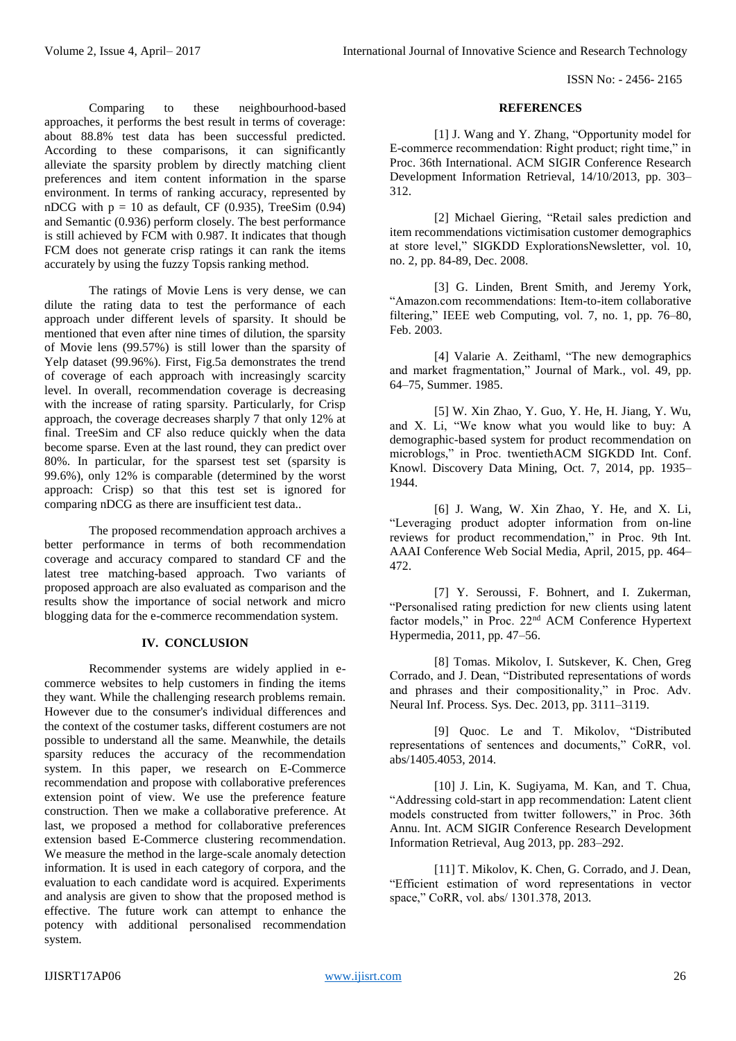Comparing to these neighbourhood-based approaches, it performs the best result in terms of coverage: about 88.8% test data has been successful predicted. According to these comparisons, it can significantly alleviate the sparsity problem by directly matching client preferences and item content information in the sparse environment. In terms of ranking accuracy, represented by nDCG with $p = 10$ as default, CF (0.935), TreeSim (0.94) and Semantic (0.936) perform closely. The best performance is still achieved by FCM with 0.987. It indicates that though FCM does not generate crisp ratings it can rank the items accurately by using the fuzzy Topsis ranking method.

The ratings of Movie Lens is very dense, we can dilute the rating data to test the performance of each approach under different levels of sparsity. It should be mentioned that even after nine times of dilution, the sparsity of Movie lens (99.57%) is still lower than the sparsity of Yelp dataset (99.96%). First, Fig.5a demonstrates the trend of coverage of each approach with increasingly scarcity level. In overall, recommendation coverage is decreasing with the increase of rating sparsity. Particularly, for Crisp approach, the coverage decreases sharply 7 that only 12% at final. TreeSim and CF also reduce quickly when the data become sparse. Even at the last round, they can predict over 80%. In particular, for the sparsest test set (sparsity is 99.6%), only 12% is comparable (determined by the worst approach: Crisp) so that this test set is ignored for comparing nDCG as there are insufficient test data..

The proposed recommendation approach archives a better performance in terms of both recommendation coverage and accuracy compared to standard CF and the latest tree matching-based approach. Two variants of proposed approach are also evaluated as comparison and the results show the importance of social network and micro blogging data for the e-commerce recommendation system.

## IV. CONCLUSION

Recommender systems are widely applied in e-commerce websites to help customers in finding the items they want. While the challenging research problems remain. However due to the consumer's individual differences and the context of the costumer tasks, different costumers are not possible to understand all the same. Meanwhile, the details sparsity reduces the accuracy of the recommendation system. In this paper, we research on E-Commerce recommendation and propose with collaborative preferences extension point of view. We use the preference feature construction. Then we make a collaborative preference. At last, we proposed a method for collaborative preferences extension based E-Commerce clustering recommendation. We measure the method in the large-scale anomaly detection information. It is used in each category of corpora, and the evaluation to each candidate word is acquired. Experiments and analysis are given to show that the proposed method is effective. The future work can attempt to enhance the potency with additional personalised recommendation system.

## REFERENCES

[1] J. Wang and Y. Zhang, "Opportunity model for E-commerce recommendation: Right product; right time," in Proc. 36th International. ACM SIGIR Conference Research Development Information Retrieval, 14/10/2013, pp. 303–312.

[2] Michael Giering, "Retail sales prediction and item recommendations victimisation customer demographics at store level," SIGKDD ExplorationsNewsletter, vol. 10, no. 2, pp. 84-89, Dec. 2008.

[3] G. Linden, Brent Smith, and Jeremy York, "Amazon.com recommendations: Item-to-item collaborative filtering," IEEE web Computing, vol. 7, no. 1, pp. 76–80, Feb. 2003.

[4] Valarie A. Zeithaml, "The new demographics and market fragmentation," Journal of Mark., vol. 49, pp. 64–75, Summer. 1985.

[5] W. Xin Zhao, Y. Guo, Y. He, H. Jiang, Y. Wu, and X. Li, "We know what you would like to buy: A demographic-based system for product recommendation on microblogs," in Proc. twentiethACM SIGKDD Int. Conf. Knowl. Discovery Data Mining, Oct. 7, 2014, pp. 1935–1944.

[6] J. Wang, W. Xin Zhao, Y. He, and X. Li, "Leveraging product adopter information from on-line reviews for product recommendation," in Proc. 9th Int. AAAI Conference Web Social Media, April, 2015, pp. 464–472.

[7] Y. Seroussi, F. Bohnert, and I. Zukerman, "Personalised rating prediction for new clients using latent factor models," in Proc. 22nd ACM Conference Hypertext Hypermedia, 2011, pp. 47–56.

[8] Tomas. Mikolov, I. Sutskever, K. Chen, Greg Corrado, and J. Dean, "Distributed representations of words and phrases and their compositionality," in Proc. Adv. Neural Inf. Process. Sys. Dec. 2013, pp. 3111–3119.

[9] Quoc. Le and T. Mikolov, "Distributed representations of sentences and documents," CoRR, vol. abs/1405.4053, 2014.

[10] J. Lin, K. Sugiyama, M. Kan, and T. Chua, "Addressing cold-start in app recommendation: Latent client models constructed from twitter followers," in Proc. 36th Annu. Int. ACM SIGIR Conference Research Development Information Retrieval, Aug 2013, pp. 283–292.

[11] T. Mikolov, K. Chen, G. Corrado, and J. Dean, "Efficient estimation of word representations in vector space," CoRR, vol. abs/ 1301.378, 2013.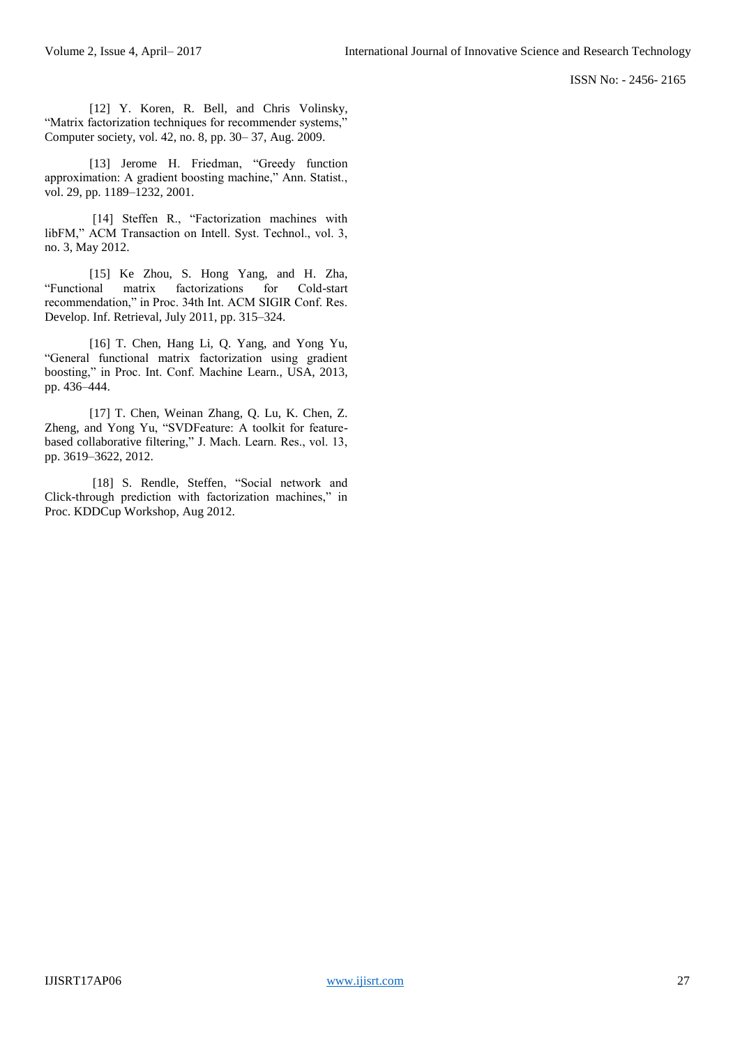[12] Y. Koren, R. Bell, and Chris Volinsky, "Matrix factorization techniques for recommender systems," Computer society, vol. 42, no. 8, pp. 30– 37, Aug. 2009.

[13] Jerome H. Friedman, "Greedy function approximation: A gradient boosting machine," Ann. Statist., vol. 29, pp. 1189–1232, 2001.

[14] Steffen R., "Factorization machines with libFM," ACM Transaction on Intell. Syst. Technol., vol. 3, no. 3, May 2012.

[15] Ke Zhou, S. Hong Yang, and H. Zha, "Functional matrix factorizations for Cold-start recommendation," in Proc. 34th Int. ACM SIGIR Conf. Res. Develop. Inf. Retrieval, July 2011, pp. 315–324.

[16] T. Chen, Hang Li, Q. Yang, and Yong Yu, "General functional matrix factorization using gradient boosting," in Proc. Int. Conf. Machine Learn., USA, 2013, pp. 436–444.

[17] T. Chen, Weinan Zhang, Q. Lu, K. Chen, Z. Zheng, and Yong Yu, "SVDFeature: A toolkit for feature-based collaborative filtering," J. Mach. Learn. Res., vol. 13, pp. 3619–3622, 2012.

[18] S. Rendle, Steffen, "Social network and Click-through prediction with factorization machines," in Proc. KDDCup Workshop, Aug 2012.